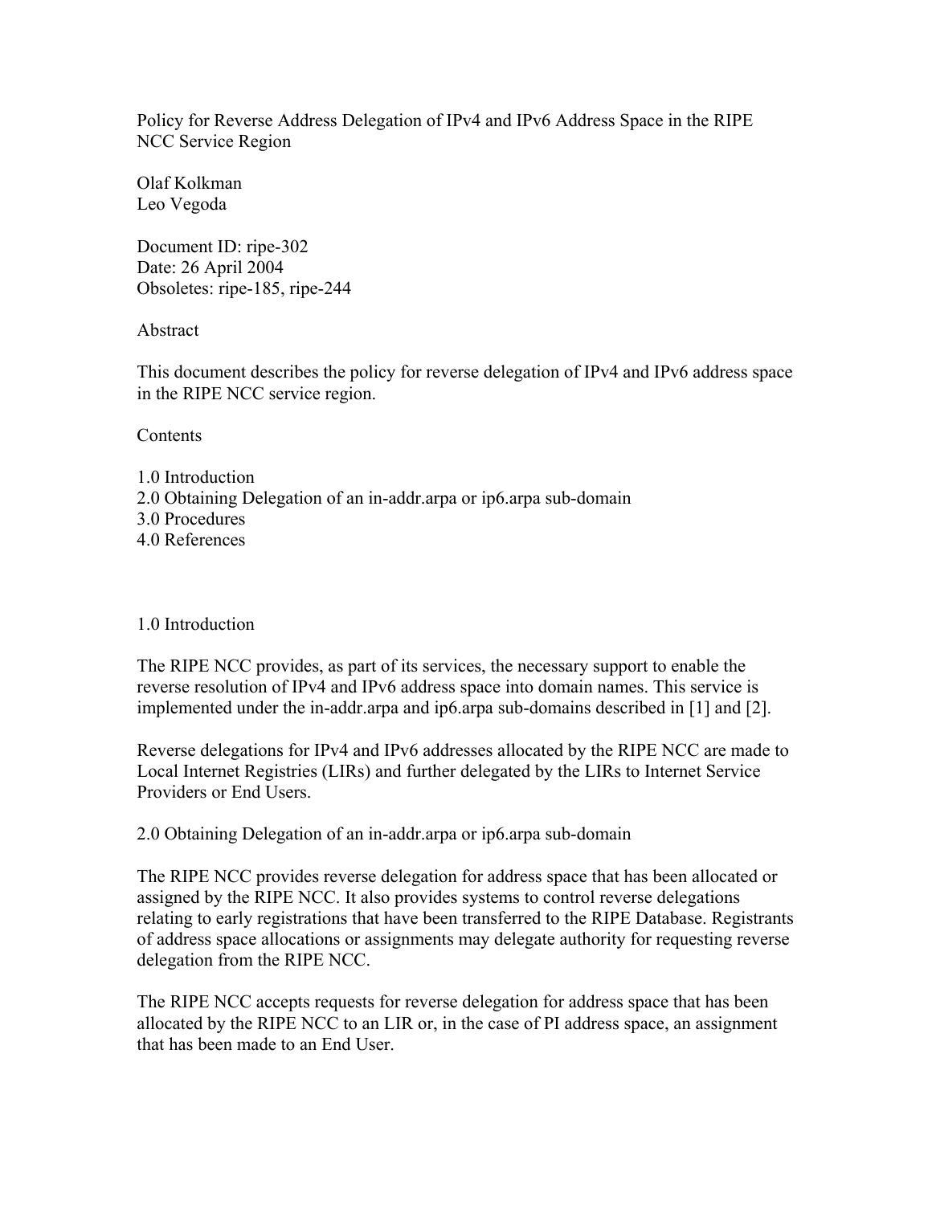# Policy for Reverse Address Delegation of IPv4 and IPv6 Address Space in the RIPE NCC Service Region

Olaf Kolkman
Leo Vegoda

Document ID: ripe-302
Date: 26 April 2004
Obsoletes: ripe-185, ripe-244

## Abstract

This document describes the policy for reverse delegation of IPv4 and IPv6 address space in the RIPE NCC service region.

## Contents

1.0 Introduction
2.0 Obtaining Delegation of an in-addr.arpa or ip6.arpa sub-domain
3.0 Procedures
4.0 References

## 1.0 Introduction

The RIPE NCC provides, as part of its services, the necessary support to enable the reverse resolution of IPv4 and IPv6 address space into domain names. This service is implemented under the in-addr.arpa and ip6.arpa sub-domains described in [1] and [2].

Reverse delegations for IPv4 and IPv6 addresses allocated by the RIPE NCC are made to Local Internet Registries (LIRs) and further delegated by the LIRs to Internet Service Providers or End Users.

## 2.0 Obtaining Delegation of an in-addr.arpa or ip6.arpa sub-domain

The RIPE NCC provides reverse delegation for address space that has been allocated or assigned by the RIPE NCC. It also provides systems to control reverse delegations relating to early registrations that have been transferred to the RIPE Database. Registrants of address space allocations or assignments may delegate authority for requesting reverse delegation from the RIPE NCC.

The RIPE NCC accepts requests for reverse delegation for address space that has been allocated by the RIPE NCC to an LIR or, in the case of PI address space, an assignment that has been made to an End User.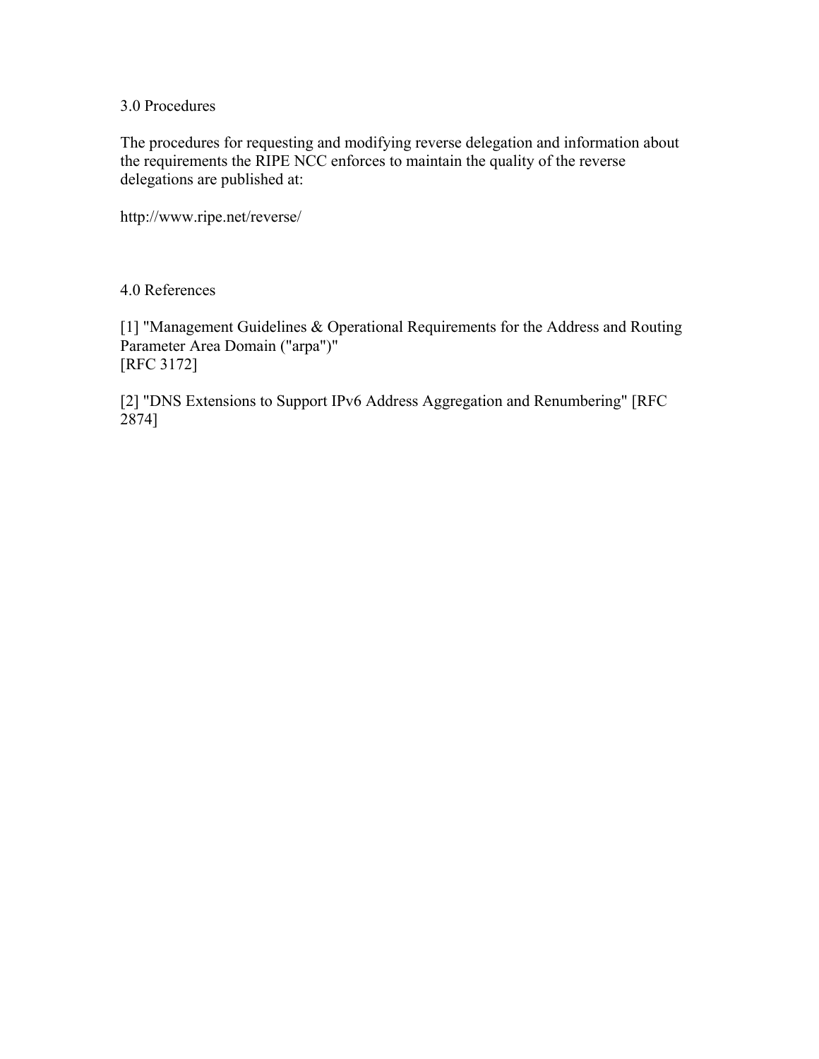## 3.0 Procedures

The procedures for requesting and modifying reverse delegation and information about the requirements the RIPE NCC enforces to maintain the quality of the reverse delegations are published at:

http://www.ripe.net/reverse/

## 4.0 References

[1] "Management Guidelines & Operational Requirements for the Address and Routing Parameter Area Domain ("arpa")"
[RFC 3172]

[2] "DNS Extensions to Support IPv6 Address Aggregation and Renumbering" [RFC 2874]